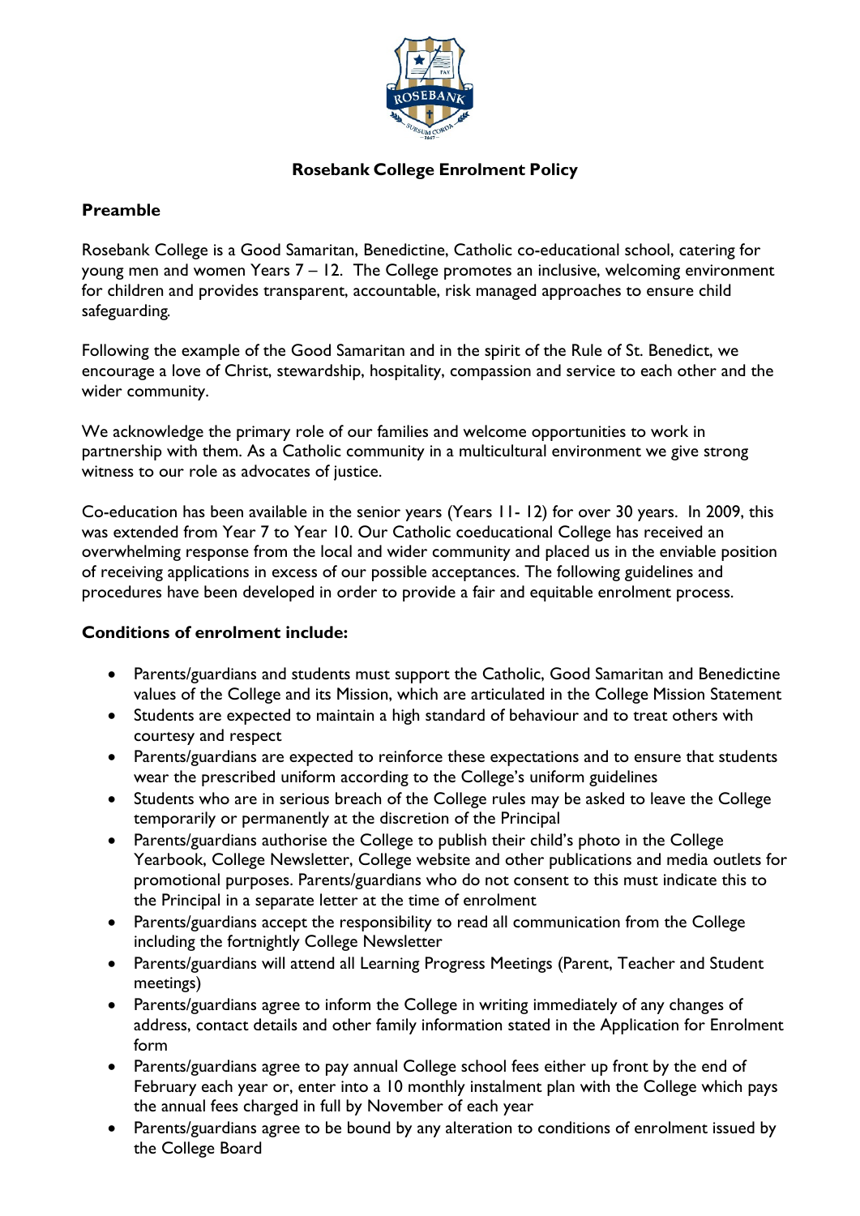# Rosebank College Enrolment Policy

## Preamble

Rosebank College is a Good Samaritan, Benedictine, Catholic co-educational school, catering for young men and women Years 7 – 12. The College promotes an inclusive, welcoming environment for children and provides transparent, accountable, risk managed approaches to ensure child safeguarding.

Following the example of the Good Samaritan and in the spirit of the Rule of St. Benedict, we encourage a love of Christ, stewardship, hospitality, compassion and service to each other and the wider community.

We acknowledge the primary role of our families and welcome opportunities to work in partnership with them. As a Catholic community in a multicultural environment we give strong witness to our role as advocates of justice.

Co-education has been available in the senior years (Years 11- 12) for over 30 years. In 2009, this was extended from Year 7 to Year 10. Our Catholic coeducational College has received an overwhelming response from the local and wider community and placed us in the enviable position of receiving applications in excess of our possible acceptances. The following guidelines and procedures have been developed in order to provide a fair and equitable enrolment process.

## Conditions of enrolment include:

- Parents/guardians and students must support the Catholic, Good Samaritan and Benedictine values of the College and its Mission, which are articulated in the College Mission Statement
- Students are expected to maintain a high standard of behaviour and to treat others with courtesy and respect
- Parents/guardians are expected to reinforce these expectations and to ensure that students wear the prescribed uniform according to the College's uniform guidelines
- Students who are in serious breach of the College rules may be asked to leave the College temporarily or permanently at the discretion of the Principal
- Parents/guardians authorise the College to publish their child's photo in the College Yearbook, College Newsletter, College website and other publications and media outlets for promotional purposes. Parents/guardians who do not consent to this must indicate this to the Principal in a separate letter at the time of enrolment
- Parents/guardians accept the responsibility to read all communication from the College including the fortnightly College Newsletter
- Parents/guardians will attend all Learning Progress Meetings (Parent, Teacher and Student meetings)
- Parents/guardians agree to inform the College in writing immediately of any changes of address, contact details and other family information stated in the Application for Enrolment form
- Parents/guardians agree to pay annual College school fees either up front by the end of February each year or, enter into a 10 monthly instalment plan with the College which pays the annual fees charged in full by November of each year
- Parents/guardians agree to be bound by any alteration to conditions of enrolment issued by the College Board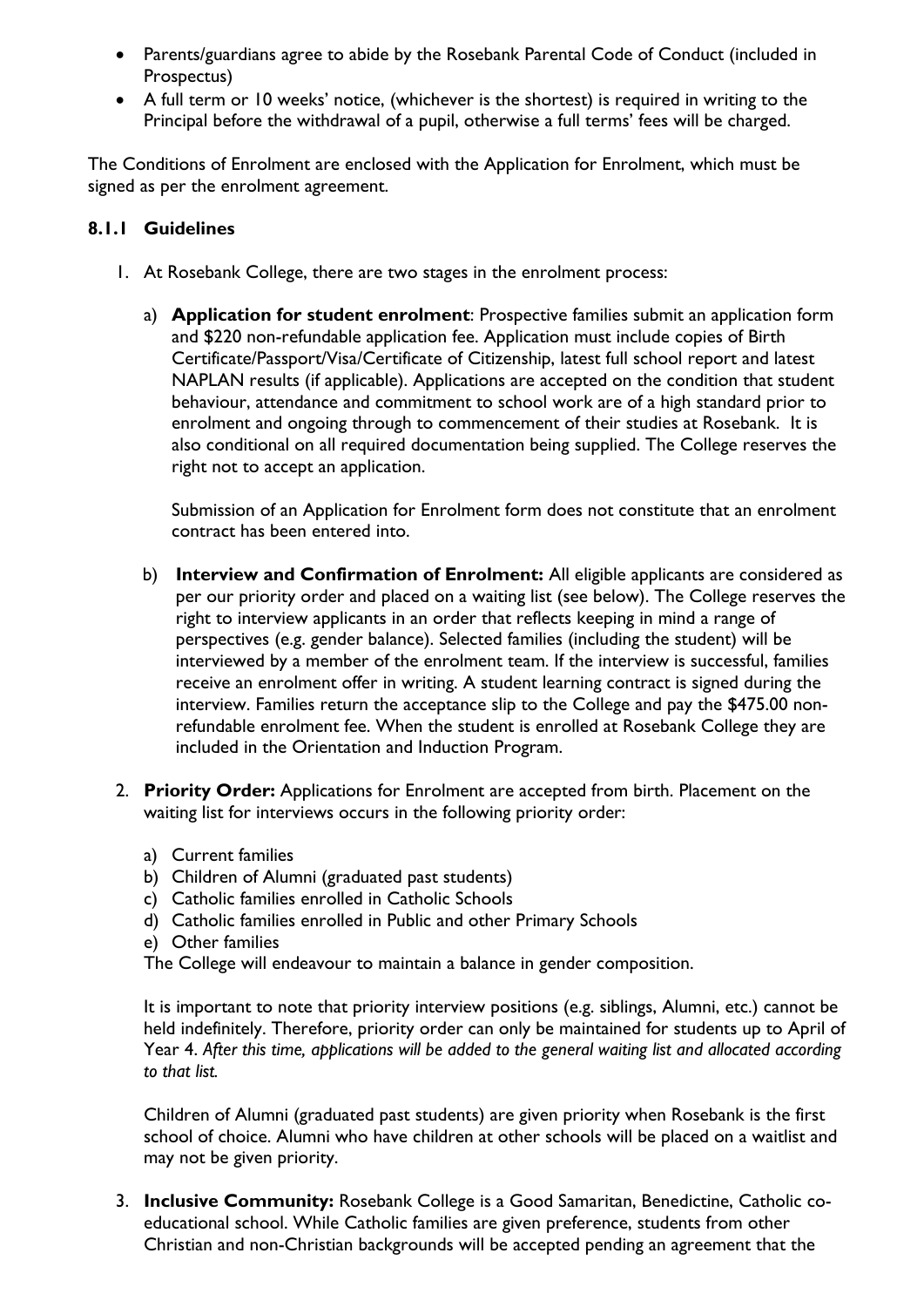- Parents/guardians agree to abide by the Rosebank Parental Code of Conduct (included in Prospectus)
- A full term or 10 weeks' notice, (whichever is the shortest) is required in writing to the Principal before the withdrawal of a pupil, otherwise a full terms' fees will be charged.

The Conditions of Enrolment are enclosed with the Application for Enrolment, which must be signed as per the enrolment agreement.

### 8.1.1 Guidelines

1. At Rosebank College, there are two stages in the enrolment process:

   a) **Application for student enrolment**: Prospective families submit an application form and $220 non-refundable application fee. Application must include copies of Birth Certificate/Passport/Visa/Certificate of Citizenship, latest full school report and latest NAPLAN results (if applicable). Applications are accepted on the condition that student behaviour, attendance and commitment to school work are of a high standard prior to enrolment and ongoing through to commencement of their studies at Rosebank. It is also conditional on all required documentation being supplied. The College reserves the right not to accept an application.

   Submission of an Application for Enrolment form does not constitute that an enrolment contract has been entered into.

   b) **Interview and Confirmation of Enrolment:** All eligible applicants are considered as per our priority order and placed on a waiting list (see below). The College reserves the right to interview applicants in an order that reflects keeping in mind a range of perspectives (e.g. gender balance). Selected families (including the student) will be interviewed by a member of the enrolment team. If the interview is successful, families receive an enrolment offer in writing. A student learning contract is signed during the interview. Families return the acceptance slip to the College and pay the $475.00 non-refundable enrolment fee. When the student is enrolled at Rosebank College they are included in the Orientation and Induction Program.

2. **Priority Order:** Applications for Enrolment are accepted from birth. Placement on the waiting list for interviews occurs in the following priority order:

   a) Current families
   b) Children of Alumni (graduated past students)
   c) Catholic families enrolled in Catholic Schools
   d) Catholic families enrolled in Public and other Primary Schools
   e) Other families

   The College will endeavour to maintain a balance in gender composition.

   It is important to note that priority interview positions (e.g. siblings, Alumni, etc.) cannot be held indefinitely. Therefore, priority order can only be maintained for students up to April of Year 4. *After this time, applications will be added to the general waiting list and allocated according to that list.*

   Children of Alumni (graduated past students) are given priority when Rosebank is the first school of choice. Alumni who have children at other schools will be placed on a waitlist and may not be given priority.

3. **Inclusive Community:** Rosebank College is a Good Samaritan, Benedictine, Catholic co-educational school. While Catholic families are given preference, students from other Christian and non-Christian backgrounds will be accepted pending an agreement that the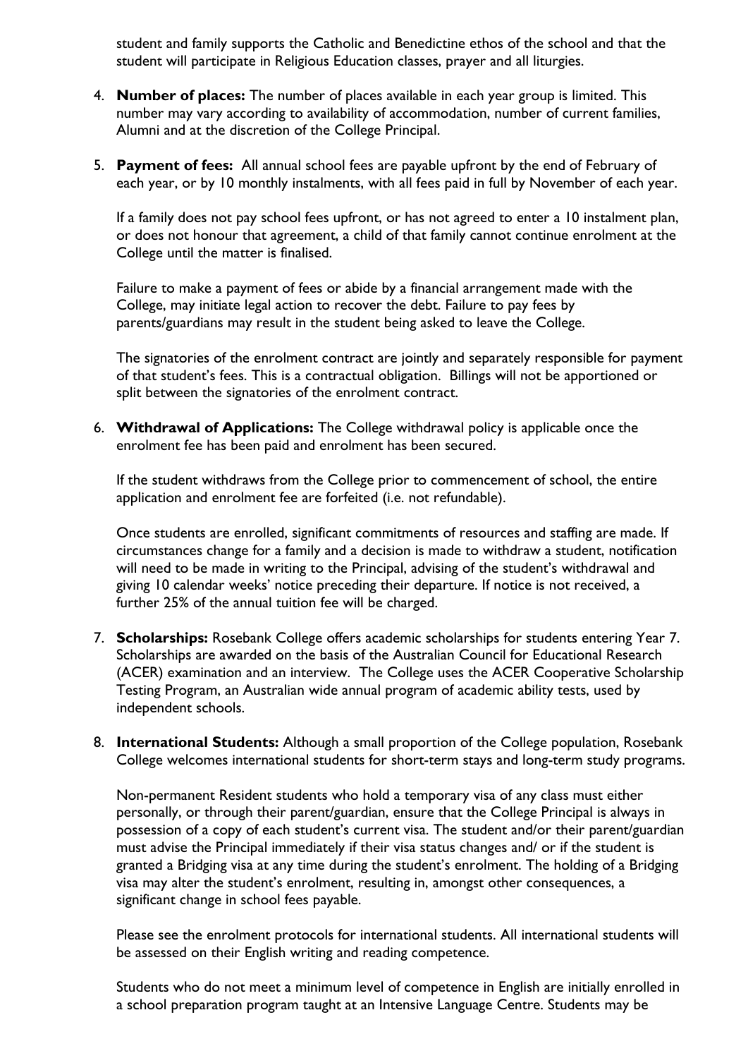student and family supports the Catholic and Benedictine ethos of the school and that the student will participate in Religious Education classes, prayer and all liturgies.

4. **Number of places:** The number of places available in each year group is limited. This number may vary according to availability of accommodation, number of current families, Alumni and at the discretion of the College Principal.

5. **Payment of fees:** All annual school fees are payable upfront by the end of February of each year, or by 10 monthly instalments, with all fees paid in full by November of each year.

   If a family does not pay school fees upfront, or has not agreed to enter a 10 instalment plan, or does not honour that agreement, a child of that family cannot continue enrolment at the College until the matter is finalised.

   Failure to make a payment of fees or abide by a financial arrangement made with the College, may initiate legal action to recover the debt. Failure to pay fees by parents/guardians may result in the student being asked to leave the College.

   The signatories of the enrolment contract are jointly and separately responsible for payment of that student's fees. This is a contractual obligation. Billings will not be apportioned or split between the signatories of the enrolment contract.

6. **Withdrawal of Applications:** The College withdrawal policy is applicable once the enrolment fee has been paid and enrolment has been secured.

   If the student withdraws from the College prior to commencement of school, the entire application and enrolment fee are forfeited (i.e. not refundable).

   Once students are enrolled, significant commitments of resources and staffing are made. If circumstances change for a family and a decision is made to withdraw a student, notification will need to be made in writing to the Principal, advising of the student's withdrawal and giving 10 calendar weeks' notice preceding their departure. If notice is not received, a further 25% of the annual tuition fee will be charged.

7. **Scholarships:** Rosebank College offers academic scholarships for students entering Year 7. Scholarships are awarded on the basis of the Australian Council for Educational Research (ACER) examination and an interview. The College uses the ACER Cooperative Scholarship Testing Program, an Australian wide annual program of academic ability tests, used by independent schools.

8. **International Students:** Although a small proportion of the College population, Rosebank College welcomes international students for short-term stays and long-term study programs.

   Non-permanent Resident students who hold a temporary visa of any class must either personally, or through their parent/guardian, ensure that the College Principal is always in possession of a copy of each student's current visa. The student and/or their parent/guardian must advise the Principal immediately if their visa status changes and/ or if the student is granted a Bridging visa at any time during the student's enrolment. The holding of a Bridging visa may alter the student's enrolment, resulting in, amongst other consequences, a significant change in school fees payable.

   Please see the enrolment protocols for international students. All international students will be assessed on their English writing and reading competence.

   Students who do not meet a minimum level of competence in English are initially enrolled in a school preparation program taught at an Intensive Language Centre. Students may be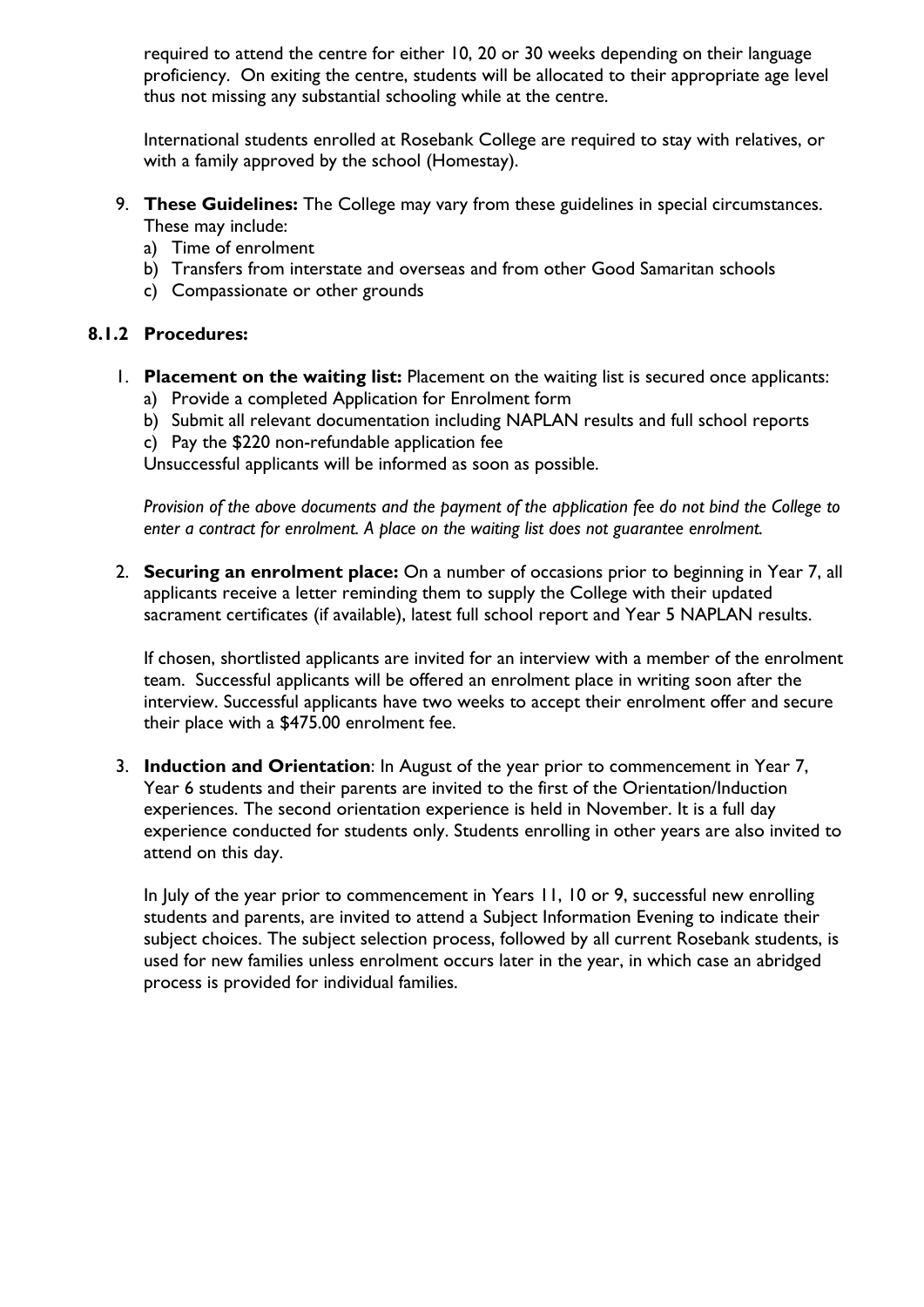required to attend the centre for either 10, 20 or 30 weeks depending on their language proficiency. On exiting the centre, students will be allocated to their appropriate age level thus not missing any substantial schooling while at the centre.

International students enrolled at Rosebank College are required to stay with relatives, or with a family approved by the school (Homestay).

9. **These Guidelines:** The College may vary from these guidelines in special circumstances. These may include:
   a) Time of enrolment
   b) Transfers from interstate and overseas and from other Good Samaritan schools
   c) Compassionate or other grounds

### 8.1.2 Procedures:

1. **Placement on the waiting list:** Placement on the waiting list is secured once applicants:
   a) Provide a completed Application for Enrolment form
   b) Submit all relevant documentation including NAPLAN results and full school reports
   c) Pay the $220 non-refundable application fee

   Unsuccessful applicants will be informed as soon as possible.

   *Provision of the above documents and the payment of the application fee do not bind the College to enter a contract for enrolment. A place on the waiting list does not guarantee enrolment.*

2. **Securing an enrolment place:** On a number of occasions prior to beginning in Year 7, all applicants receive a letter reminding them to supply the College with their updated sacrament certificates (if available), latest full school report and Year 5 NAPLAN results.

   If chosen, shortlisted applicants are invited for an interview with a member of the enrolment team. Successful applicants will be offered an enrolment place in writing soon after the interview. Successful applicants have two weeks to accept their enrolment offer and secure their place with a $475.00 enrolment fee.

3. **Induction and Orientation**: In August of the year prior to commencement in Year 7, Year 6 students and their parents are invited to the first of the Orientation/Induction experiences. The second orientation experience is held in November. It is a full day experience conducted for students only. Students enrolling in other years are also invited to attend on this day.

   In July of the year prior to commencement in Years 11, 10 or 9, successful new enrolling students and parents, are invited to attend a Subject Information Evening to indicate their subject choices. The subject selection process, followed by all current Rosebank students, is used for new families unless enrolment occurs later in the year, in which case an abridged process is provided for individual families.